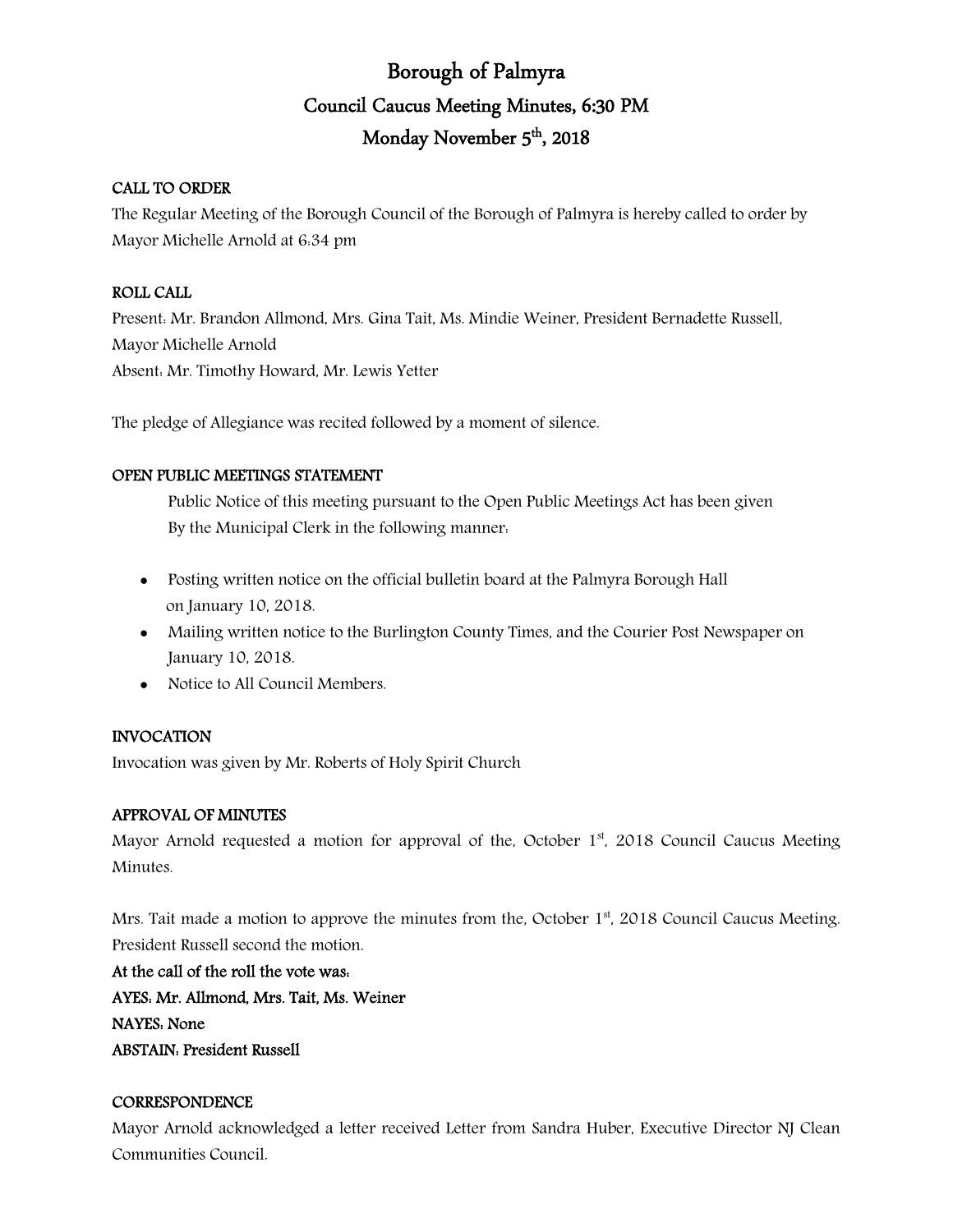# Borough of Palmyra

## Council Caucus Meeting Minutes, 6:30 PM

## Monday November 5th, 2018

**CALL TO ORDER**

The Regular Meeting of the Borough Council of the Borough of Palmyra is hereby called to order by Mayor Michelle Arnold at 6:34 pm

**ROLL CALL**

Present: Mr. Brandon Allmond, Mrs. Gina Tait, Ms. Mindie Weiner, President Bernadette Russell, Mayor Michelle Arnold

Absent: Mr. Timothy Howard, Mr. Lewis Yetter

The pledge of Allegiance was recited followed by a moment of silence.

**OPEN PUBLIC MEETINGS STATEMENT**

Public Notice of this meeting pursuant to the Open Public Meetings Act has been given By the Municipal Clerk in the following manner:

- Posting written notice on the official bulletin board at the Palmyra Borough Hall on January 10, 2018.
- Mailing written notice to the Burlington County Times, and the Courier Post Newspaper on January 10, 2018.
- Notice to All Council Members.

**INVOCATION**

Invocation was given by Mr. Roberts of Holy Spirit Church

**APPROVAL OF MINUTES**

Mayor Arnold requested a motion for approval of the, October 1st, 2018 Council Caucus Meeting Minutes.

Mrs. Tait made a motion to approve the minutes from the, October 1st, 2018 Council Caucus Meeting. President Russell second the motion.

**At the call of the roll the vote was:**

**AYES: Mr. Allmond, Mrs. Tait, Ms. Weiner**

**NAYES: None**

**ABSTAIN: President Russell**

**CORRESPONDENCE**

Mayor Arnold acknowledged a letter received Letter from Sandra Huber, Executive Director NJ Clean Communities Council.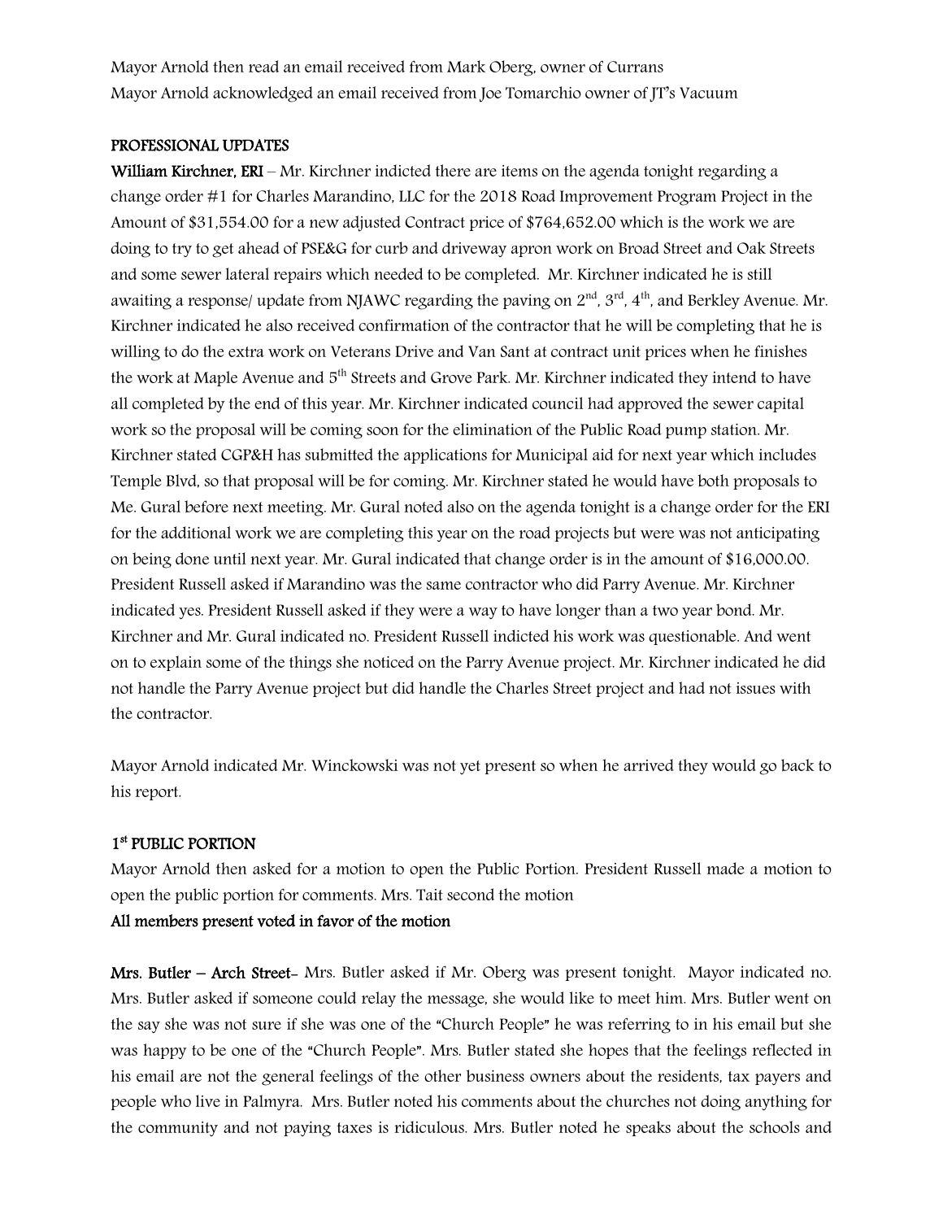Mayor Arnold then read an email received from Mark Oberg, owner of Currans
Mayor Arnold acknowledged an email received from Joe Tomarchio owner of JT's Vacuum

**PROFESSIONAL UPDATES**

**William Kirchner, ERI** – Mr. Kirchner indicted there are items on the agenda tonight regarding a change order #1 for Charles Marandino, LLC for the 2018 Road Improvement Program Project in the Amount of $31,554.00 for a new adjusted Contract price of $764,652.00 which is the work we are doing to try to get ahead of PSE&G for curb and driveway apron work on Broad Street and Oak Streets and some sewer lateral repairs which needed to be completed. Mr. Kirchner indicated he is still awaiting a response/ update from NJAWC regarding the paving on 2nd, 3rd, 4th, and Berkley Avenue. Mr. Kirchner indicated he also received confirmation of the contractor that he will be completing that he is willing to do the extra work on Veterans Drive and Van Sant at contract unit prices when he finishes the work at Maple Avenue and 5th Streets and Grove Park. Mr. Kirchner indicated they intend to have all completed by the end of this year. Mr. Kirchner indicated council had approved the sewer capital work so the proposal will be coming soon for the elimination of the Public Road pump station. Mr. Kirchner stated CGP&H has submitted the applications for Municipal aid for next year which includes Temple Blvd, so that proposal will be for coming. Mr. Kirchner stated he would have both proposals to Me. Gural before next meeting. Mr. Gural noted also on the agenda tonight is a change order for the ERI for the additional work we are completing this year on the road projects but were was not anticipating on being done until next year. Mr. Gural indicated that change order is in the amount of $16,000.00. President Russell asked if Marandino was the same contractor who did Parry Avenue. Mr. Kirchner indicated yes. President Russell asked if they were a way to have longer than a two year bond. Mr. Kirchner and Mr. Gural indicated no. President Russell indicted his work was questionable. And went on to explain some of the things she noticed on the Parry Avenue project. Mr. Kirchner indicated he did not handle the Parry Avenue project but did handle the Charles Street project and had not issues with the contractor.

Mayor Arnold indicated Mr. Winckowski was not yet present so when he arrived they would go back to his report.

**1st PUBLIC PORTION**

Mayor Arnold then asked for a motion to open the Public Portion. President Russell made a motion to open the public portion for comments. Mrs. Tait second the motion

**All members present voted in favor of the motion**

**Mrs. Butler – Arch Street**- Mrs. Butler asked if Mr. Oberg was present tonight. Mayor indicated no. Mrs. Butler asked if someone could relay the message, she would like to meet him. Mrs. Butler went on the say she was not sure if she was one of the "Church People" he was referring to in his email but she was happy to be one of the "Church People". Mrs. Butler stated she hopes that the feelings reflected in his email are not the general feelings of the other business owners about the residents, tax payers and people who live in Palmyra. Mrs. Butler noted his comments about the churches not doing anything for the community and not paying taxes is ridiculous. Mrs. Butler noted he speaks about the schools and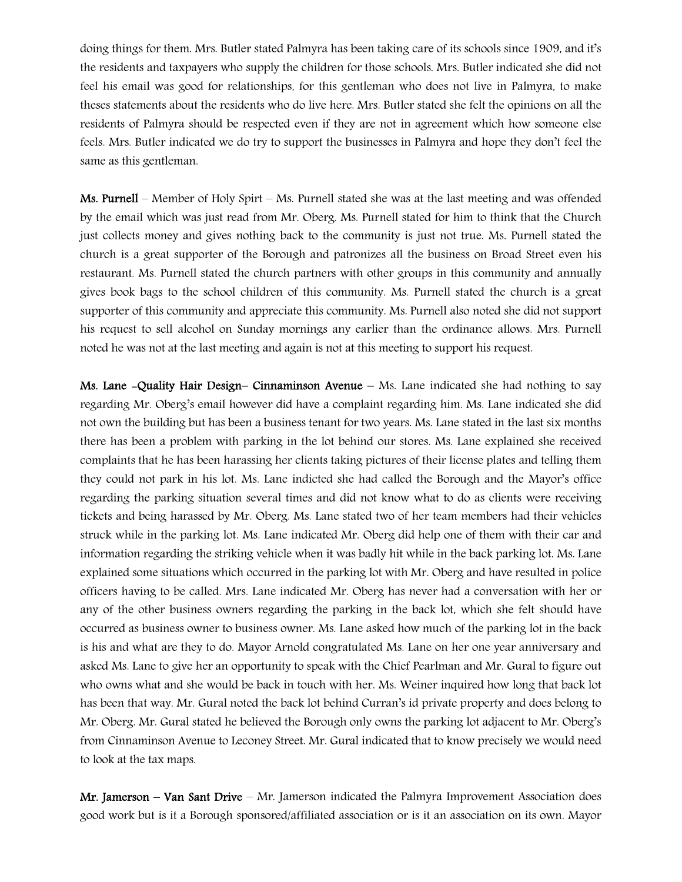doing things for them. Mrs. Butler stated Palmyra has been taking care of its schools since 1909, and it's the residents and taxpayers who supply the children for those schools. Mrs. Butler indicated she did not feel his email was good for relationships, for this gentleman who does not live in Palmyra, to make theses statements about the residents who do live here. Mrs. Butler stated she felt the opinions on all the residents of Palmyra should be respected even if they are not in agreement which how someone else feels. Mrs. Butler indicated we do try to support the businesses in Palmyra and hope they don't feel the same as this gentleman.

**Ms. Purnell** – Member of Holy Spirt – Ms. Purnell stated she was at the last meeting and was offended by the email which was just read from Mr. Oberg. Ms. Purnell stated for him to think that the Church just collects money and gives nothing back to the community is just not true. Ms. Purnell stated the church is a great supporter of the Borough and patronizes all the business on Broad Street even his restaurant. Ms. Purnell stated the church partners with other groups in this community and annually gives book bags to the school children of this community. Ms. Purnell stated the church is a great supporter of this community and appreciate this community. Ms. Purnell also noted she did not support his request to sell alcohol on Sunday mornings any earlier than the ordinance allows. Mrs. Purnell noted he was not at the last meeting and again is not at this meeting to support his request.

**Ms. Lane -Quality Hair Design– Cinnaminson Avenue** – Ms. Lane indicated she had nothing to say regarding Mr. Oberg's email however did have a complaint regarding him. Ms. Lane indicated she did not own the building but has been a business tenant for two years. Ms. Lane stated in the last six months there has been a problem with parking in the lot behind our stores. Ms. Lane explained she received complaints that he has been harassing her clients taking pictures of their license plates and telling them they could not park in his lot. Ms. Lane indicted she had called the Borough and the Mayor's office regarding the parking situation several times and did not know what to do as clients were receiving tickets and being harassed by Mr. Oberg. Ms. Lane stated two of her team members had their vehicles struck while in the parking lot. Ms. Lane indicated Mr. Oberg did help one of them with their car and information regarding the striking vehicle when it was badly hit while in the back parking lot. Ms. Lane explained some situations which occurred in the parking lot with Mr. Oberg and have resulted in police officers having to be called. Mrs. Lane indicated Mr. Oberg has never had a conversation with her or any of the other business owners regarding the parking in the back lot, which she felt should have occurred as business owner to business owner. Ms. Lane asked how much of the parking lot in the back is his and what are they to do. Mayor Arnold congratulated Ms. Lane on her one year anniversary and asked Ms. Lane to give her an opportunity to speak with the Chief Pearlman and Mr. Gural to figure out who owns what and she would be back in touch with her. Ms. Weiner inquired how long that back lot has been that way. Mr. Gural noted the back lot behind Curran's id private property and does belong to Mr. Oberg. Mr. Gural stated he believed the Borough only owns the parking lot adjacent to Mr. Oberg's from Cinnaminson Avenue to Leconey Street. Mr. Gural indicated that to know precisely we would need to look at the tax maps.

**Mr. Jamerson – Van Sant Drive** – Mr. Jamerson indicated the Palmyra Improvement Association does good work but is it a Borough sponsored/affiliated association or is it an association on its own. Mayor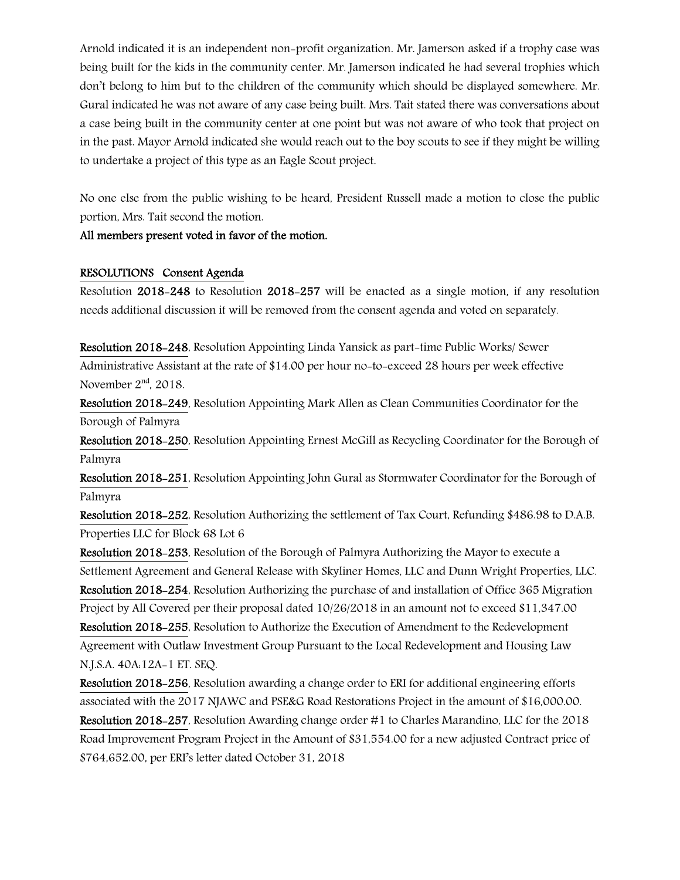Arnold indicated it is an independent non-profit organization. Mr. Jamerson asked if a trophy case was being built for the kids in the community center. Mr. Jamerson indicated he had several trophies which don't belong to him but to the children of the community which should be displayed somewhere. Mr. Gural indicated he was not aware of any case being built. Mrs. Tait stated there was conversations about a case being built in the community center at one point but was not aware of who took that project on in the past. Mayor Arnold indicated she would reach out to the boy scouts to see if they might be willing to undertake a project of this type as an Eagle Scout project.

No one else from the public wishing to be heard, President Russell made a motion to close the public portion, Mrs. Tait second the motion.

**All members present voted in favor of the motion.**

**RESOLUTIONS Consent Agenda**

Resolution **2018-248** to Resolution **2018-257** will be enacted as a single motion, if any resolution needs additional discussion it will be removed from the consent agenda and voted on separately.

**Resolution 2018-248**, Resolution Appointing Linda Yansick as part-time Public Works/ Sewer Administrative Assistant at the rate of $14.00 per hour no-to-exceed 28 hours per week effective November 2nd, 2018.

**Resolution 2018-249**, Resolution Appointing Mark Allen as Clean Communities Coordinator for the Borough of Palmyra

**Resolution 2018-250**, Resolution Appointing Ernest McGill as Recycling Coordinator for the Borough of Palmyra

**Resolution 2018-251**, Resolution Appointing John Gural as Stormwater Coordinator for the Borough of Palmyra

**Resolution 2018-252**, Resolution Authorizing the settlement of Tax Court, Refunding $486.98 to D.A.B. Properties LLC for Block 68 Lot 6

**Resolution 2018-253**, Resolution of the Borough of Palmyra Authorizing the Mayor to execute a Settlement Agreement and General Release with Skyliner Homes, LLC and Dunn Wright Properties, LLC.

**Resolution 2018-254**, Resolution Authorizing the purchase of and installation of Office 365 Migration Project by All Covered per their proposal dated 10/26/2018 in an amount not to exceed $11,347.00

**Resolution 2018-255**, Resolution to Authorize the Execution of Amendment to the Redevelopment Agreement with Outlaw Investment Group Pursuant to the Local Redevelopment and Housing Law N.J.S.A. 40A:12A-1 ET. SEQ.

**Resolution 2018-256**, Resolution awarding a change order to ERI for additional engineering efforts associated with the 2017 NJAWC and PSE&G Road Restorations Project in the amount of $16,000.00.

**Resolution 2018-257**, Resolution Awarding change order #1 to Charles Marandino, LLC for the 2018 Road Improvement Program Project in the Amount of $31,554.00 for a new adjusted Contract price of $764,652.00, per ERI's letter dated October 31, 2018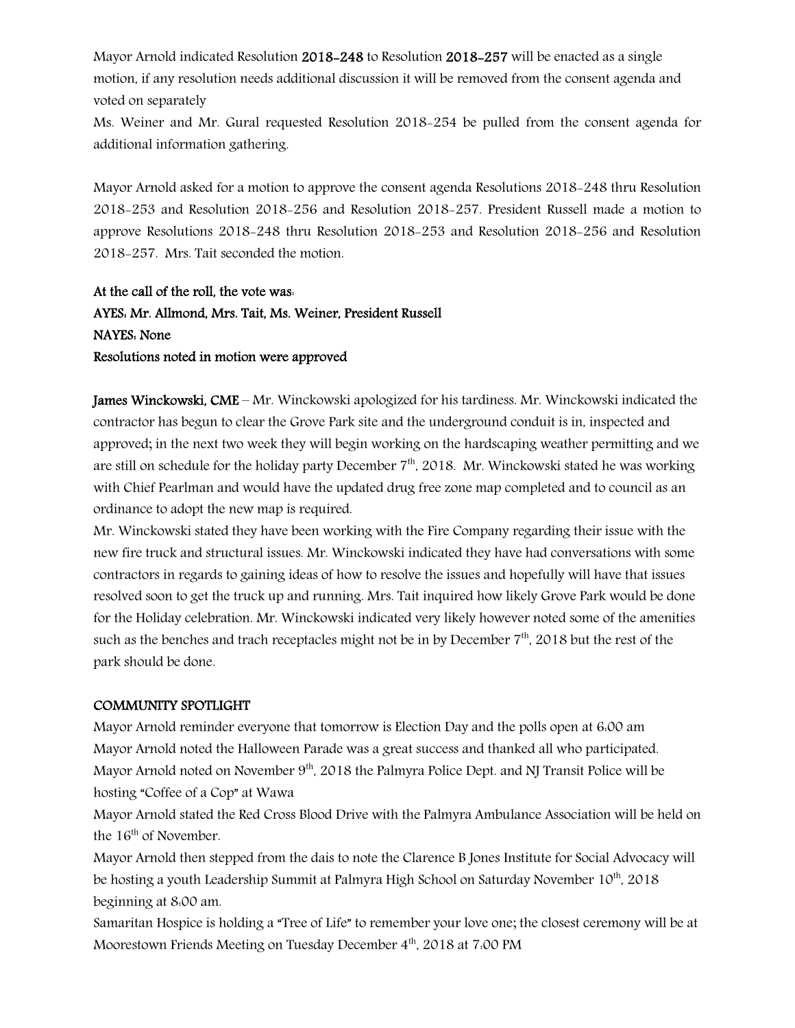Mayor Arnold indicated Resolution **2018-248** to Resolution **2018-257** will be enacted as a single motion, if any resolution needs additional discussion it will be removed from the consent agenda and voted on separately

Ms. Weiner and Mr. Gural requested Resolution 2018-254 be pulled from the consent agenda for additional information gathering.

Mayor Arnold asked for a motion to approve the consent agenda Resolutions 2018-248 thru Resolution 2018-253 and Resolution 2018-256 and Resolution 2018-257. President Russell made a motion to approve Resolutions 2018-248 thru Resolution 2018-253 and Resolution 2018-256 and Resolution 2018-257. Mrs. Tait seconded the motion.

**At the call of the roll, the vote was:**
**AYES: Mr. Allmond, Mrs. Tait, Ms. Weiner, President Russell**
**NAYES: None**
**Resolutions noted in motion were approved**

**James Winckowski, CME** – Mr. Winckowski apologized for his tardiness. Mr. Winckowski indicated the contractor has begun to clear the Grove Park site and the underground conduit is in, inspected and approved; in the next two week they will begin working on the hardscaping weather permitting and we are still on schedule for the holiday party December 7th, 2018. Mr. Winckowski stated he was working with Chief Pearlman and would have the updated drug free zone map completed and to council as an ordinance to adopt the new map is required.

Mr. Winckowski stated they have been working with the Fire Company regarding their issue with the new fire truck and structural issues. Mr. Winckowski indicated they have had conversations with some contractors in regards to gaining ideas of how to resolve the issues and hopefully will have that issues resolved soon to get the truck up and running. Mrs. Tait inquired how likely Grove Park would be done for the Holiday celebration. Mr. Winckowski indicated very likely however noted some of the amenities such as the benches and trach receptacles might not be in by December 7th, 2018 but the rest of the park should be done.

**COMMUNITY SPOTLIGHT**

Mayor Arnold reminder everyone that tomorrow is Election Day and the polls open at 6:00 am

Mayor Arnold noted the Halloween Parade was a great success and thanked all who participated.

Mayor Arnold noted on November 9th, 2018 the Palmyra Police Dept. and NJ Transit Police will be hosting "Coffee of a Cop" at Wawa

Mayor Arnold stated the Red Cross Blood Drive with the Palmyra Ambulance Association will be held on the 16th of November.

Mayor Arnold then stepped from the dais to note the Clarence B Jones Institute for Social Advocacy will be hosting a youth Leadership Summit at Palmyra High School on Saturday November 10th, 2018 beginning at 8:00 am.

Samaritan Hospice is holding a "Tree of Life" to remember your love one; the closest ceremony will be at Moorestown Friends Meeting on Tuesday December 4th, 2018 at 7:00 PM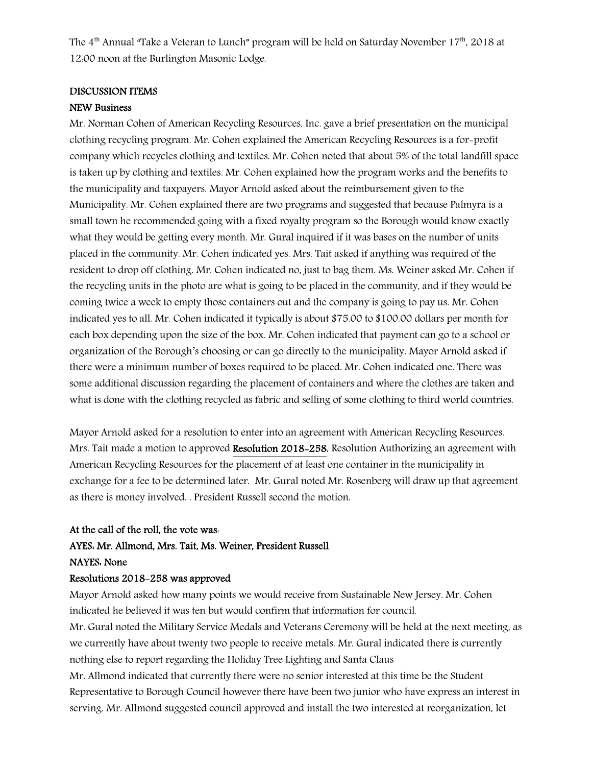The 4th Annual "Take a Veteran to Lunch" program will be held on Saturday November 17th, 2018 at 12:00 noon at the Burlington Masonic Lodge.

**DISCUSSION ITEMS**

**NEW Business**

Mr. Norman Cohen of American Recycling Resources, Inc. gave a brief presentation on the municipal clothing recycling program. Mr. Cohen explained the American Recycling Resources is a for-profit company which recycles clothing and textiles. Mr. Cohen noted that about 5% of the total landfill space is taken up by clothing and textiles. Mr. Cohen explained how the program works and the benefits to the municipality and taxpayers. Mayor Arnold asked about the reimbursement given to the Municipality. Mr. Cohen explained there are two programs and suggested that because Palmyra is a small town he recommended going with a fixed royalty program so the Borough would know exactly what they would be getting every month. Mr. Gural inquired if it was bases on the number of units placed in the community. Mr. Cohen indicated yes. Mrs. Tait asked if anything was required of the resident to drop off clothing. Mr. Cohen indicated no, just to bag them. Ms. Weiner asked Mr. Cohen if the recycling units in the photo are what is going to be placed in the community, and if they would be coming twice a week to empty those containers out and the company is going to pay us. Mr. Cohen indicated yes to all. Mr. Cohen indicated it typically is about $75.00 to $100.00 dollars per month for each box depending upon the size of the box. Mr. Cohen indicated that payment can go to a school or organization of the Borough's choosing or can go directly to the municipality. Mayor Arnold asked if there were a minimum number of boxes required to be placed. Mr. Cohen indicated one. There was some additional discussion regarding the placement of containers and where the clothes are taken and what is done with the clothing recycled as fabric and selling of some clothing to third world countries.

Mayor Arnold asked for a resolution to enter into an agreement with American Recycling Resources. Mrs. Tait made a motion to approved **Resolution 2018-258**, Resolution Authorizing an agreement with American Recycling Resources for the placement of at least one container in the municipality in exchange for a fee to be determined later. Mr. Gural noted Mr. Rosenberg will draw up that agreement as there is money involved. . President Russell second the motion.

**At the call of the roll, the vote was:**

**AYES: Mr. Allmond, Mrs. Tait, Ms. Weiner, President Russell**

**NAYES: None**

**Resolutions 2018-258 was approved**

Mayor Arnold asked how many points we would receive from Sustainable New Jersey. Mr. Cohen indicated he believed it was ten but would confirm that information for council.

Mr. Gural noted the Military Service Medals and Veterans Ceremony will be held at the next meeting, as we currently have about twenty two people to receive metals. Mr. Gural indicated there is currently nothing else to report regarding the Holiday Tree Lighting and Santa Claus

Mr. Allmond indicated that currently there were no senior interested at this time be the Student Representative to Borough Council however there have been two junior who have express an interest in serving. Mr. Allmond suggested council approved and install the two interested at reorganization, let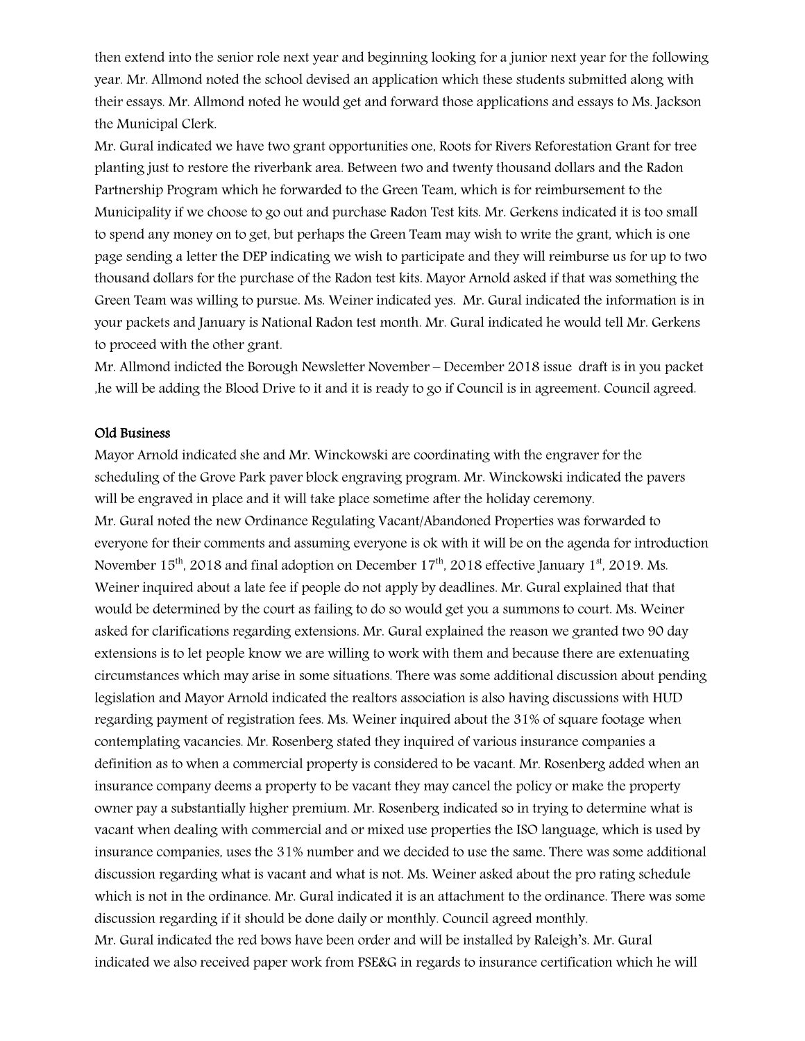then extend into the senior role next year and beginning looking for a junior next year for the following year. Mr. Allmond noted the school devised an application which these students submitted along with their essays. Mr. Allmond noted he would get and forward those applications and essays to Ms. Jackson the Municipal Clerk.

Mr. Gural indicated we have two grant opportunities one, Roots for Rivers Reforestation Grant for tree planting just to restore the riverbank area. Between two and twenty thousand dollars and the Radon Partnership Program which he forwarded to the Green Team, which is for reimbursement to the Municipality if we choose to go out and purchase Radon Test kits. Mr. Gerkens indicated it is too small to spend any money on to get, but perhaps the Green Team may wish to write the grant, which is one page sending a letter the DEP indicating we wish to participate and they will reimburse us for up to two thousand dollars for the purchase of the Radon test kits. Mayor Arnold asked if that was something the Green Team was willing to pursue. Ms. Weiner indicated yes. Mr. Gural indicated the information is in your packets and January is National Radon test month. Mr. Gural indicated he would tell Mr. Gerkens to proceed with the other grant.

Mr. Allmond indicted the Borough Newsletter November – December 2018 issue draft is in you packet ,he will be adding the Blood Drive to it and it is ready to go if Council is in agreement. Council agreed.

### Old Business

Mayor Arnold indicated she and Mr. Winckowski are coordinating with the engraver for the scheduling of the Grove Park paver block engraving program. Mr. Winckowski indicated the pavers will be engraved in place and it will take place sometime after the holiday ceremony.

Mr. Gural noted the new Ordinance Regulating Vacant/Abandoned Properties was forwarded to everyone for their comments and assuming everyone is ok with it will be on the agenda for introduction November 15th, 2018 and final adoption on December 17th, 2018 effective January 1st, 2019. Ms. Weiner inquired about a late fee if people do not apply by deadlines. Mr. Gural explained that that would be determined by the court as failing to do so would get you a summons to court. Ms. Weiner asked for clarifications regarding extensions. Mr. Gural explained the reason we granted two 90 day extensions is to let people know we are willing to work with them and because there are extenuating circumstances which may arise in some situations. There was some additional discussion about pending legislation and Mayor Arnold indicated the realtors association is also having discussions with HUD regarding payment of registration fees. Ms. Weiner inquired about the 31% of square footage when contemplating vacancies. Mr. Rosenberg stated they inquired of various insurance companies a definition as to when a commercial property is considered to be vacant. Mr. Rosenberg added when an insurance company deems a property to be vacant they may cancel the policy or make the property owner pay a substantially higher premium. Mr. Rosenberg indicated so in trying to determine what is vacant when dealing with commercial and or mixed use properties the ISO language, which is used by insurance companies, uses the 31% number and we decided to use the same. There was some additional discussion regarding what is vacant and what is not. Ms. Weiner asked about the pro rating schedule which is not in the ordinance. Mr. Gural indicated it is an attachment to the ordinance. There was some discussion regarding if it should be done daily or monthly. Council agreed monthly.

Mr. Gural indicated the red bows have been order and will be installed by Raleigh's. Mr. Gural indicated we also received paper work from PSE&G in regards to insurance certification which he will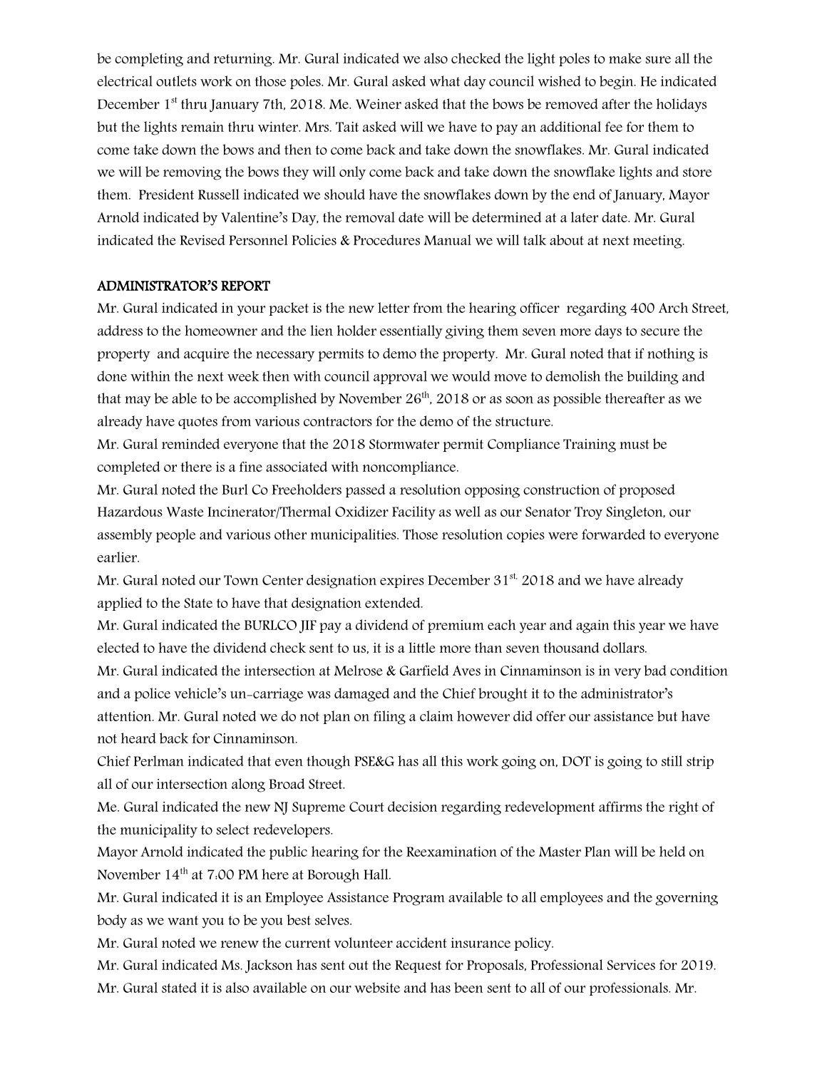be completing and returning. Mr. Gural indicated we also checked the light poles to make sure all the electrical outlets work on those poles. Mr. Gural asked what day council wished to begin. He indicated December 1st thru January 7th, 2018. Me. Weiner asked that the bows be removed after the holidays but the lights remain thru winter. Mrs. Tait asked will we have to pay an additional fee for them to come take down the bows and then to come back and take down the snowflakes. Mr. Gural indicated we will be removing the bows they will only come back and take down the snowflake lights and store them. President Russell indicated we should have the snowflakes down by the end of January, Mayor Arnold indicated by Valentine's Day, the removal date will be determined at a later date. Mr. Gural indicated the Revised Personnel Policies & Procedures Manual we will talk about at next meeting.

**ADMINISTRATOR'S REPORT**

Mr. Gural indicated in your packet is the new letter from the hearing officer regarding 400 Arch Street, address to the homeowner and the lien holder essentially giving them seven more days to secure the property and acquire the necessary permits to demo the property. Mr. Gural noted that if nothing is done within the next week then with council approval we would move to demolish the building and that may be able to be accomplished by November 26th, 2018 or as soon as possible thereafter as we already have quotes from various contractors for the demo of the structure.

Mr. Gural reminded everyone that the 2018 Stormwater permit Compliance Training must be completed or there is a fine associated with noncompliance.

Mr. Gural noted the Burl Co Freeholders passed a resolution opposing construction of proposed Hazardous Waste Incinerator/Thermal Oxidizer Facility as well as our Senator Troy Singleton, our assembly people and various other municipalities. Those resolution copies were forwarded to everyone earlier.

Mr. Gural noted our Town Center designation expires December 31st, 2018 and we have already applied to the State to have that designation extended.

Mr. Gural indicated the BURLCO JIF pay a dividend of premium each year and again this year we have elected to have the dividend check sent to us, it is a little more than seven thousand dollars.

Mr. Gural indicated the intersection at Melrose & Garfield Aves in Cinnaminson is in very bad condition and a police vehicle's un-carriage was damaged and the Chief brought it to the administrator's attention. Mr. Gural noted we do not plan on filing a claim however did offer our assistance but have not heard back for Cinnaminson.

Chief Perlman indicated that even though PSE&G has all this work going on, DOT is going to still strip all of our intersection along Broad Street.

Me. Gural indicated the new NJ Supreme Court decision regarding redevelopment affirms the right of the municipality to select redevelopers.

Mayor Arnold indicated the public hearing for the Reexamination of the Master Plan will be held on November 14th at 7:00 PM here at Borough Hall.

Mr. Gural indicated it is an Employee Assistance Program available to all employees and the governing body as we want you to be you best selves.

Mr. Gural noted we renew the current volunteer accident insurance policy.

Mr. Gural indicated Ms. Jackson has sent out the Request for Proposals, Professional Services for 2019. Mr. Gural stated it is also available on our website and has been sent to all of our professionals. Mr.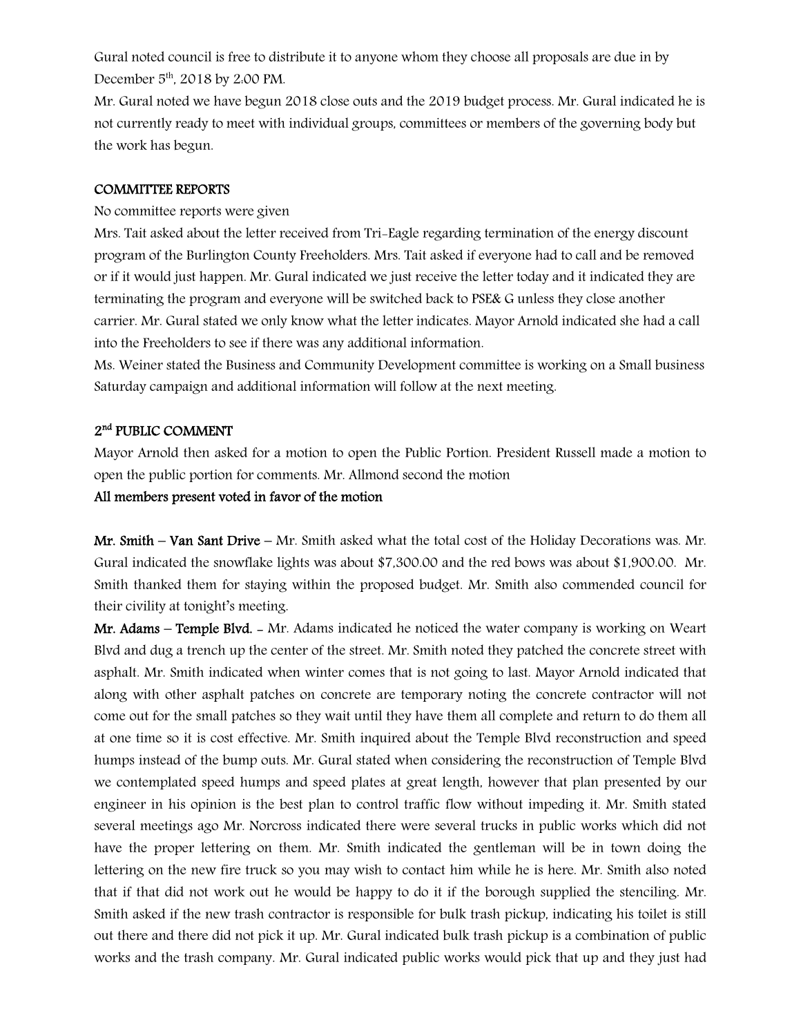Gural noted council is free to distribute it to anyone whom they choose all proposals are due in by December 5th, 2018 by 2:00 PM.

Mr. Gural noted we have begun 2018 close outs and the 2019 budget process. Mr. Gural indicated he is not currently ready to meet with individual groups, committees or members of the governing body but the work has begun.

**COMMITTEE REPORTS**

No committee reports were given

Mrs. Tait asked about the letter received from Tri-Eagle regarding termination of the energy discount program of the Burlington County Freeholders. Mrs. Tait asked if everyone had to call and be removed or if it would just happen. Mr. Gural indicated we just receive the letter today and it indicated they are terminating the program and everyone will be switched back to PSE& G unless they close another carrier. Mr. Gural stated we only know what the letter indicates. Mayor Arnold indicated she had a call into the Freeholders to see if there was any additional information.

Ms. Weiner stated the Business and Community Development committee is working on a Small business Saturday campaign and additional information will follow at the next meeting.

**2nd PUBLIC COMMENT**

Mayor Arnold then asked for a motion to open the Public Portion. President Russell made a motion to open the public portion for comments. Mr. Allmond second the motion

**All members present voted in favor of the motion**

**Mr. Smith – Van Sant Drive** – Mr. Smith asked what the total cost of the Holiday Decorations was. Mr. Gural indicated the snowflake lights was about $7,300.00 and the red bows was about $1,900.00. Mr. Smith thanked them for staying within the proposed budget. Mr. Smith also commended council for their civility at tonight's meeting.

**Mr. Adams – Temple Blvd.** - Mr. Adams indicated he noticed the water company is working on Weart Blvd and dug a trench up the center of the street. Mr. Smith noted they patched the concrete street with asphalt. Mr. Smith indicated when winter comes that is not going to last. Mayor Arnold indicated that along with other asphalt patches on concrete are temporary noting the concrete contractor will not come out for the small patches so they wait until they have them all complete and return to do them all at one time so it is cost effective. Mr. Smith inquired about the Temple Blvd reconstruction and speed humps instead of the bump outs. Mr. Gural stated when considering the reconstruction of Temple Blvd we contemplated speed humps and speed plates at great length, however that plan presented by our engineer in his opinion is the best plan to control traffic flow without impeding it. Mr. Smith stated several meetings ago Mr. Norcross indicated there were several trucks in public works which did not have the proper lettering on them. Mr. Smith indicated the gentleman will be in town doing the lettering on the new fire truck so you may wish to contact him while he is here. Mr. Smith also noted that if that did not work out he would be happy to do it if the borough supplied the stenciling. Mr. Smith asked if the new trash contractor is responsible for bulk trash pickup, indicating his toilet is still out there and there did not pick it up. Mr. Gural indicated bulk trash pickup is a combination of public works and the trash company. Mr. Gural indicated public works would pick that up and they just had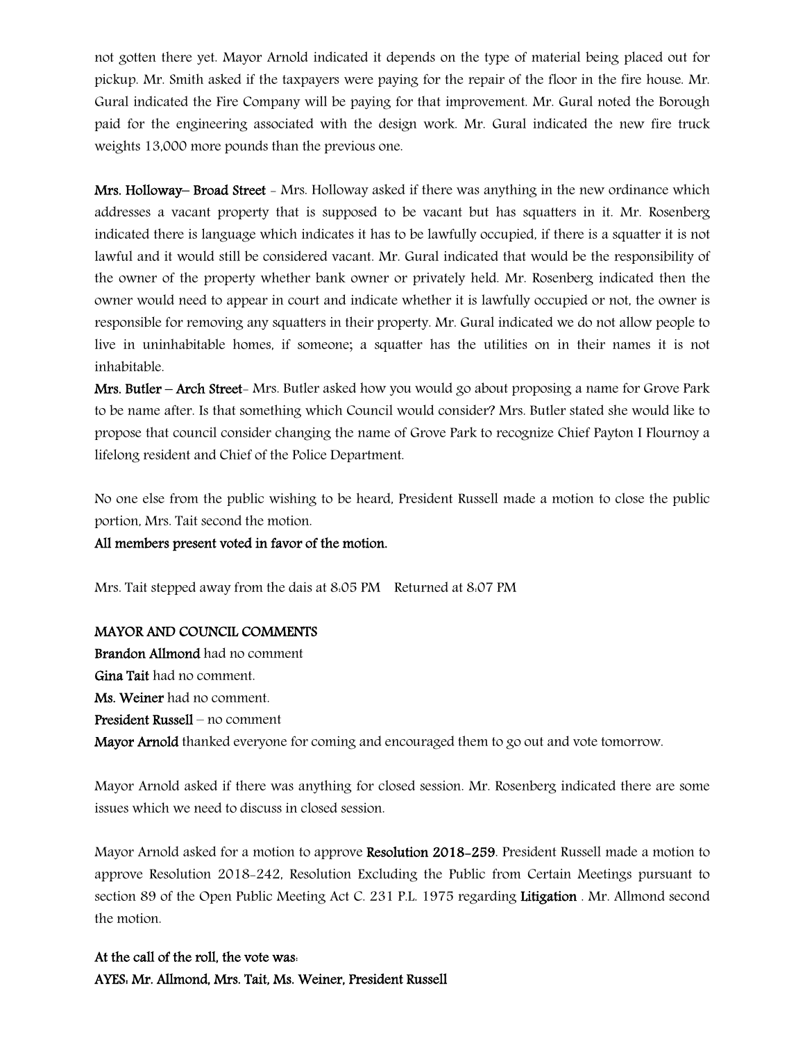not gotten there yet. Mayor Arnold indicated it depends on the type of material being placed out for pickup. Mr. Smith asked if the taxpayers were paying for the repair of the floor in the fire house. Mr. Gural indicated the Fire Company will be paying for that improvement. Mr. Gural noted the Borough paid for the engineering associated with the design work. Mr. Gural indicated the new fire truck weights 13,000 more pounds than the previous one.

**Mrs. Holloway– Broad Street** - Mrs. Holloway asked if there was anything in the new ordinance which addresses a vacant property that is supposed to be vacant but has squatters in it. Mr. Rosenberg indicated there is language which indicates it has to be lawfully occupied, if there is a squatter it is not lawful and it would still be considered vacant. Mr. Gural indicated that would be the responsibility of the owner of the property whether bank owner or privately held. Mr. Rosenberg indicated then the owner would need to appear in court and indicate whether it is lawfully occupied or not, the owner is responsible for removing any squatters in their property. Mr. Gural indicated we do not allow people to live in uninhabitable homes, if someone; a squatter has the utilities on in their names it is not inhabitable.

**Mrs. Butler – Arch Street**- Mrs. Butler asked how you would go about proposing a name for Grove Park to be name after. Is that something which Council would consider? Mrs. Butler stated she would like to propose that council consider changing the name of Grove Park to recognize Chief Payton I Flournoy a lifelong resident and Chief of the Police Department.

No one else from the public wishing to be heard, President Russell made a motion to close the public portion, Mrs. Tait second the motion.

**All members present voted in favor of the motion.**

Mrs. Tait stepped away from the dais at 8:05 PM Returned at 8:07 PM

**MAYOR AND COUNCIL COMMENTS**

**Brandon Allmond** had no comment

**Gina Tait** had no comment.

**Ms. Weiner** had no comment.

**President Russell** – no comment

**Mayor Arnold** thanked everyone for coming and encouraged them to go out and vote tomorrow.

Mayor Arnold asked if there was anything for closed session. Mr. Rosenberg indicated there are some issues which we need to discuss in closed session.

Mayor Arnold asked for a motion to approve **Resolution 2018-259**. President Russell made a motion to approve Resolution 2018-242, Resolution Excluding the Public from Certain Meetings pursuant to section 89 of the Open Public Meeting Act C. 231 P.L. 1975 regarding **Litigation** . Mr. Allmond second the motion.

**At the call of the roll, the vote was:**

**AYES: Mr. Allmond, Mrs. Tait, Ms. Weiner, President Russell**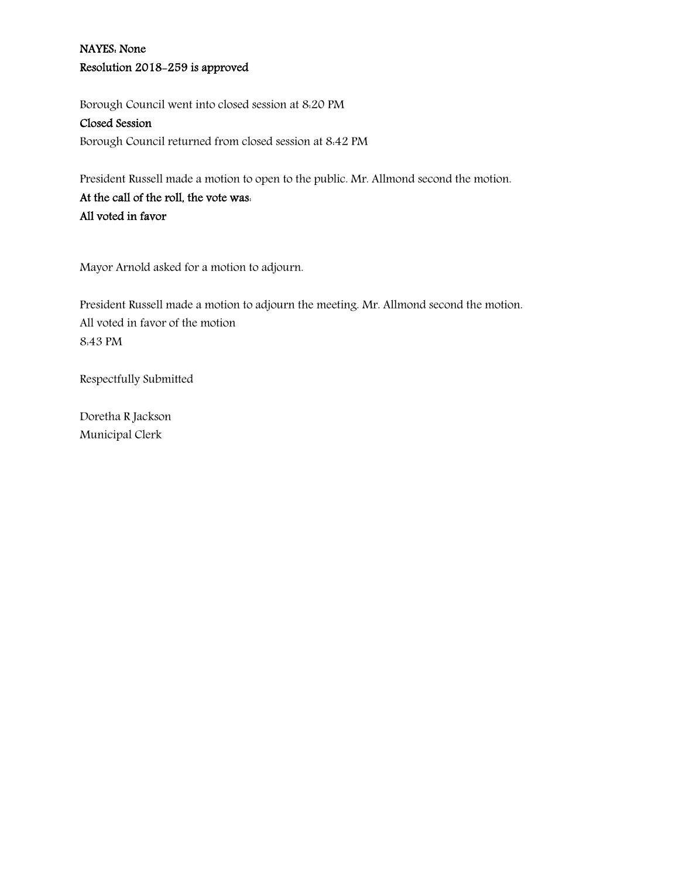**NAYES: None**
**Resolution 2018-259 is approved**

Borough Council went into closed session at 8:20 PM
**Closed Session**
Borough Council returned from closed session at 8:42 PM

President Russell made a motion to open to the public. Mr. Allmond second the motion.
**At the call of the roll, the vote was:**
**All voted in favor**

Mayor Arnold asked for a motion to adjourn.

President Russell made a motion to adjourn the meeting. Mr. Allmond second the motion.
All voted in favor of the motion
8:43 PM

Respectfully Submitted

Doretha R Jackson
Municipal Clerk